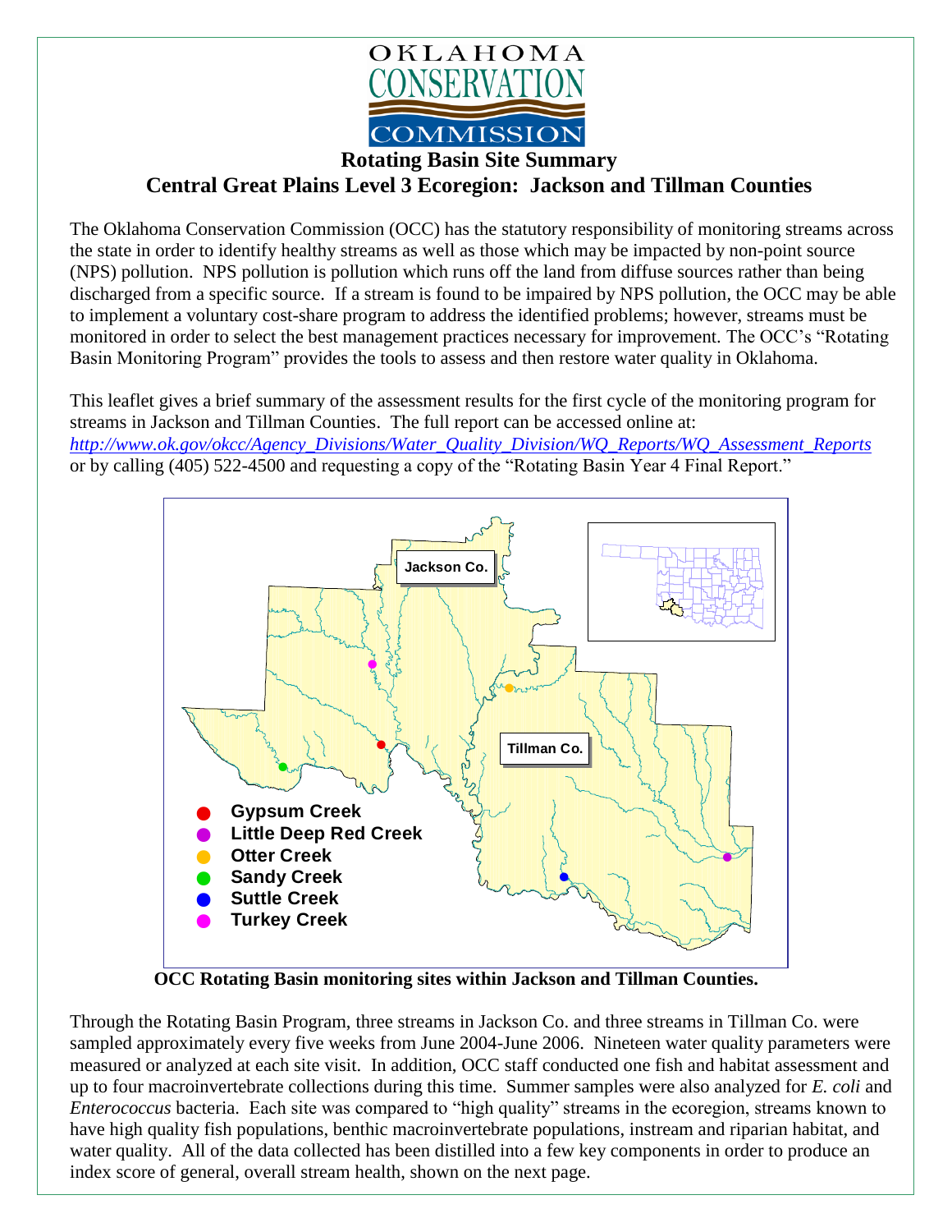OKLAHOMA CONSERVATION COMMISSION

# Rotating Basin Site Summary

## Central Great Plains Level 3 Ecoregion: Jackson and Tillman Counties

The Oklahoma Conservation Commission (OCC) has the statutory responsibility of monitoring streams across the state in order to identify healthy streams as well as those which may be impacted by non-point source (NPS) pollution. NPS pollution is pollution which runs off the land from diffuse sources rather than being discharged from a specific source. If a stream is found to be impaired by NPS pollution, the OCC may be able to implement a voluntary cost-share program to address the identified problems; however, streams must be monitored in order to select the best management practices necessary for improvement. The OCC's "Rotating Basin Monitoring Program" provides the tools to assess and then restore water quality in Oklahoma.

This leaflet gives a brief summary of the assessment results for the first cycle of the monitoring program for streams in Jackson and Tillman Counties. The full report can be accessed online at: *http://www.ok.gov/okcc/Agency_Divisions/Water_Quality_Division/WQ_Reports/WQ_Assessment_Reports* or by calling (405) 522-4500 and requesting a copy of the "Rotating Basin Year 4 Final Report."

Jackson Co.

Tillman Co.

- Gypsum Creek
- Little Deep Red Creek
- Otter Creek
- Sandy Creek
- Suttle Creek
- Turkey Creek

**OCC Rotating Basin monitoring sites within Jackson and Tillman Counties.**

Through the Rotating Basin Program, three streams in Jackson Co. and three streams in Tillman Co. were sampled approximately every five weeks from June 2004-June 2006. Nineteen water quality parameters were measured or analyzed at each site visit. In addition, OCC staff conducted one fish and habitat assessment and up to four macroinvertebrate collections during this time. Summer samples were also analyzed for *E. coli* and *Enterococcus* bacteria. Each site was compared to "high quality" streams in the ecoregion, streams known to have high quality fish populations, benthic macroinvertebrate populations, instream and riparian habitat, and water quality. All of the data collected has been distilled into a few key components in order to produce an index score of general, overall stream health, shown on the next page.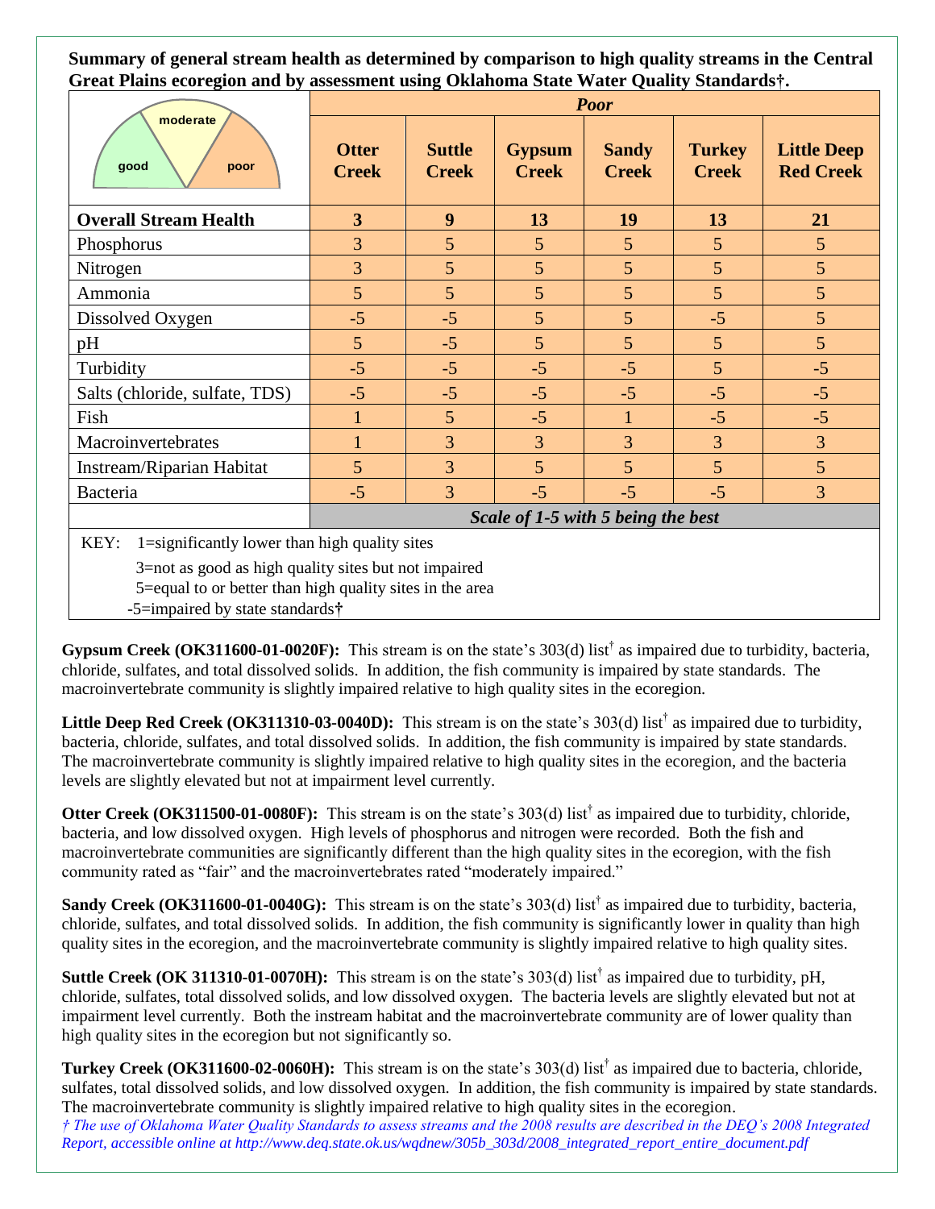**Summary of general stream health as determined by comparison to high quality streams in the Central Great Plains ecoregion and by assessment using Oklahoma State Water Quality Standards†.**

| good / moderate / poor | *Poor* | | | | | |
|---|---|---|---|---|---|---|
| | **Otter Creek** | **Suttle Creek** | **Gypsum Creek** | **Sandy Creek** | **Turkey Creek** | **Little Deep Red Creek** |
| **Overall Stream Health** | **3** | **9** | **13** | **19** | **13** | **21** |
| Phosphorus | 3 | 5 | 5 | 5 | 5 | 5 |
| Nitrogen | 3 | 5 | 5 | 5 | 5 | 5 |
| Ammonia | 5 | 5 | 5 | 5 | 5 | 5 |
| Dissolved Oxygen | -5 | -5 | 5 | 5 | -5 | 5 |
| pH | 5 | -5 | 5 | 5 | 5 | 5 |
| Turbidity | -5 | -5 | -5 | -5 | 5 | -5 |
| Salts (chloride, sulfate, TDS) | -5 | -5 | -5 | -5 | -5 | -5 |
| Fish | 1 | 5 | -5 | 1 | -5 | -5 |
| Macroinvertebrates | 1 | 3 | 3 | 3 | 3 | 3 |
| Instream/Riparian Habitat | 5 | 3 | 5 | 5 | 5 | 5 |
| Bacteria | -5 | 3 | -5 | -5 | -5 | 3 |
| | ***Scale of 1-5 with 5 being the best*** | | | | | |

KEY: 1=significantly lower than high quality sites
3=not as good as high quality sites but not impaired
5=equal to or better than high quality sites in the area
-5=impaired by state standards**†**

**Gypsum Creek (OK311600-01-0020F):** This stream is on the state's 303(d) list† as impaired due to turbidity, bacteria, chloride, sulfates, and total dissolved solids. In addition, the fish community is impaired by state standards. The macroinvertebrate community is slightly impaired relative to high quality sites in the ecoregion.

**Little Deep Red Creek (OK311310-03-0040D):** This stream is on the state's 303(d) list† as impaired due to turbidity, bacteria, chloride, sulfates, and total dissolved solids. In addition, the fish community is impaired by state standards. The macroinvertebrate community is slightly impaired relative to high quality sites in the ecoregion, and the bacteria levels are slightly elevated but not at impairment level currently.

**Otter Creek (OK311500-01-0080F):** This stream is on the state's 303(d) list† as impaired due to turbidity, chloride, bacteria, and low dissolved oxygen. High levels of phosphorus and nitrogen were recorded. Both the fish and macroinvertebrate communities are significantly different than the high quality sites in the ecoregion, with the fish community rated as "fair" and the macroinvertebrates rated "moderately impaired."

**Sandy Creek (OK311600-01-0040G):** This stream is on the state's 303(d) list† as impaired due to turbidity, bacteria, chloride, sulfates, and total dissolved solids. In addition, the fish community is significantly lower in quality than high quality sites in the ecoregion, and the macroinvertebrate community is slightly impaired relative to high quality sites.

**Suttle Creek (OK 311310-01-0070H):** This stream is on the state's 303(d) list† as impaired due to turbidity, pH, chloride, sulfates, total dissolved solids, and low dissolved oxygen. The bacteria levels are slightly elevated but not at impairment level currently. Both the instream habitat and the macroinvertebrate community are of lower quality than high quality sites in the ecoregion but not significantly so.

**Turkey Creek (OK311600-02-0060H):** This stream is on the state's 303(d) list† as impaired due to bacteria, chloride, sulfates, total dissolved solids, and low dissolved oxygen. In addition, the fish community is impaired by state standards. The macroinvertebrate community is slightly impaired relative to high quality sites in the ecoregion.

*† The use of Oklahoma Water Quality Standards to assess streams and the 2008 results are described in the DEQ's 2008 Integrated Report, accessible online at http://www.deq.state.ok.us/wqdnew/305b_303d/2008_integrated_report_entire_document.pdf*